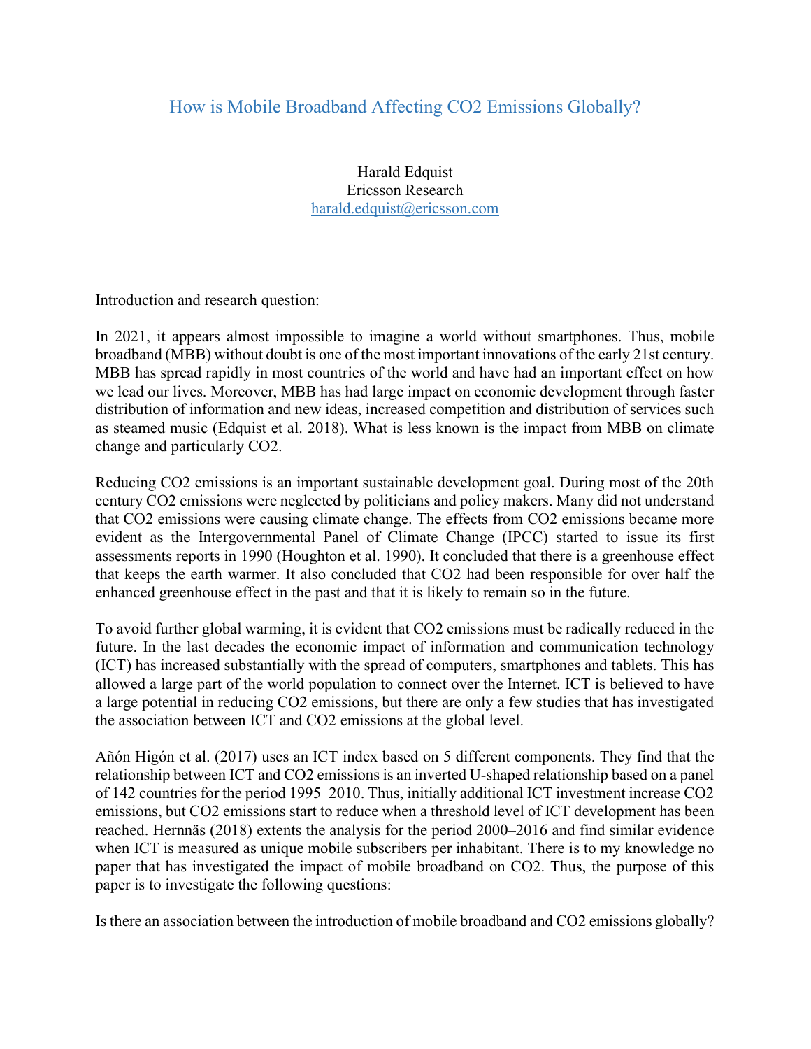# How is Mobile Broadband Affecting CO2 Emissions Globally?

Harald Edquist
Ericsson Research
harald.edquist@ericsson.com

Introduction and research question:

In 2021, it appears almost impossible to imagine a world without smartphones. Thus, mobile broadband (MBB) without doubt is one of the most important innovations of the early 21st century. MBB has spread rapidly in most countries of the world and have had an important effect on how we lead our lives. Moreover, MBB has had large impact on economic development through faster distribution of information and new ideas, increased competition and distribution of services such as steamed music (Edquist et al. 2018). What is less known is the impact from MBB on climate change and particularly CO2.

Reducing CO2 emissions is an important sustainable development goal. During most of the 20th century CO2 emissions were neglected by politicians and policy makers. Many did not understand that CO2 emissions were causing climate change. The effects from CO2 emissions became more evident as the Intergovernmental Panel of Climate Change (IPCC) started to issue its first assessments reports in 1990 (Houghton et al. 1990). It concluded that there is a greenhouse effect that keeps the earth warmer. It also concluded that CO2 had been responsible for over half the enhanced greenhouse effect in the past and that it is likely to remain so in the future.

To avoid further global warming, it is evident that CO2 emissions must be radically reduced in the future. In the last decades the economic impact of information and communication technology (ICT) has increased substantially with the spread of computers, smartphones and tablets. This has allowed a large part of the world population to connect over the Internet. ICT is believed to have a large potential in reducing CO2 emissions, but there are only a few studies that has investigated the association between ICT and CO2 emissions at the global level.

Añón Higón et al. (2017) uses an ICT index based on 5 different components. They find that the relationship between ICT and CO2 emissions is an inverted U-shaped relationship based on a panel of 142 countries for the period 1995–2010. Thus, initially additional ICT investment increase CO2 emissions, but CO2 emissions start to reduce when a threshold level of ICT development has been reached. Hernnäs (2018) extents the analysis for the period 2000–2016 and find similar evidence when ICT is measured as unique mobile subscribers per inhabitant. There is to my knowledge no paper that has investigated the impact of mobile broadband on CO2. Thus, the purpose of this paper is to investigate the following questions:

Is there an association between the introduction of mobile broadband and CO2 emissions globally?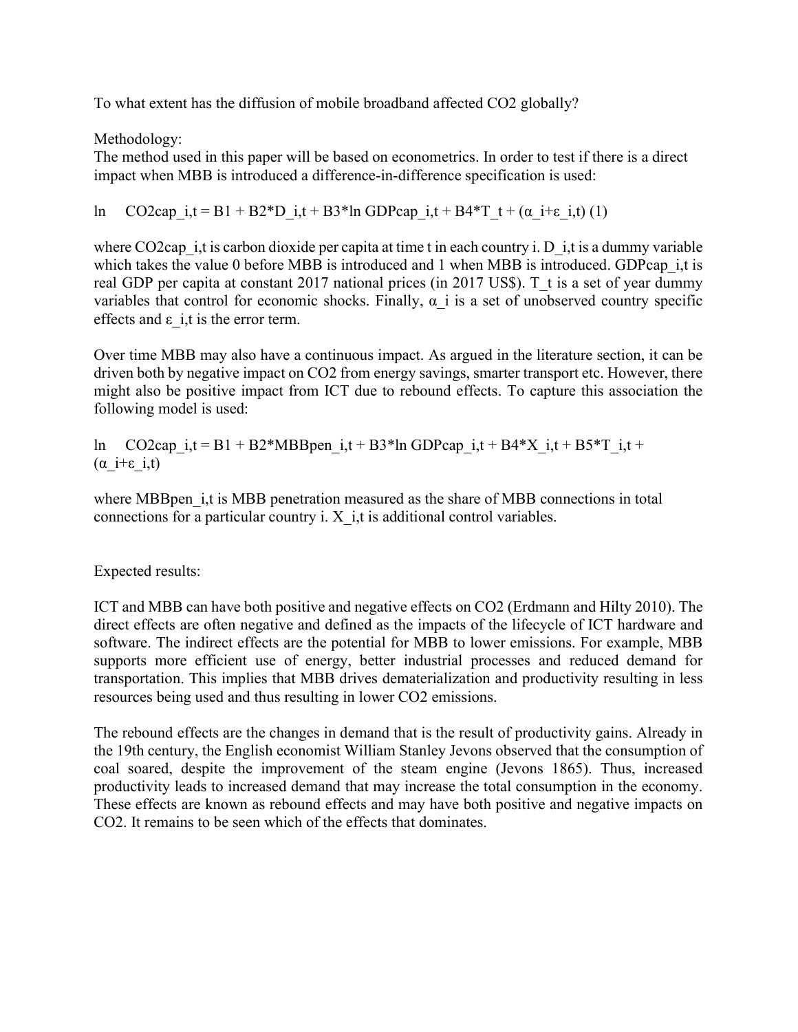To what extent has the diffusion of mobile broadband affected $CO_2$ globally?

Methodology:
The method used in this paper will be based on econometrics. In order to test if there is a direct impact when MBB is introduced a difference-in-difference specification is used:

$$\ln CO2cap_{i,t} = B1 + B2*D_{i,t} + B3*\ln GDPcap_{i,t} + B4*T_t + (\alpha_i + \varepsilon_{i,t}) \quad (1)$$

where $CO2cap_{i,t}$ is carbon dioxide per capita at time t in each country i. $D_{i,t}$ is a dummy variable which takes the value 0 before MBB is introduced and 1 when MBB is introduced. $GDPcap_{i,t}$ is real GDP per capita at constant 2017 national prices (in 2017 US$). $T_t$ is a set of year dummy variables that control for economic shocks. Finally, $\alpha_i$ is a set of unobserved country specific effects and $\varepsilon_{i,t}$ is the error term.

Over time MBB may also have a continuous impact. As argued in the literature section, it can be driven both by negative impact on $CO_2$ from energy savings, smarter transport etc. However, there might also be positive impact from ICT due to rebound effects. To capture this association the following model is used:

$$\ln CO2cap_{i,t} = B1 + B2*MBBpen_{i,t} + B3*\ln GDPcap_{i,t} + B4*X_{i,t} + B5*T_{i,t} + (\alpha_i + \varepsilon_{i,t})$$

where $MBBpen_{i,t}$ is MBB penetration measured as the share of MBB connections in total connections for a particular country i. $X_{i,t}$ is additional control variables.

Expected results:

ICT and MBB can have both positive and negative effects on $CO_2$ (Erdmann and Hilty 2010). The direct effects are often negative and defined as the impacts of the lifecycle of ICT hardware and software. The indirect effects are the potential for MBB to lower emissions. For example, MBB supports more efficient use of energy, better industrial processes and reduced demand for transportation. This implies that MBB drives dematerialization and productivity resulting in less resources being used and thus resulting in lower $CO_2$ emissions.

The rebound effects are the changes in demand that is the result of productivity gains. Already in the 19th century, the English economist William Stanley Jevons observed that the consumption of coal soared, despite the improvement of the steam engine (Jevons 1865). Thus, increased productivity leads to increased demand that may increase the total consumption in the economy. These effects are known as rebound effects and may have both positive and negative impacts on $CO_2$. It remains to be seen which of the effects that dominates.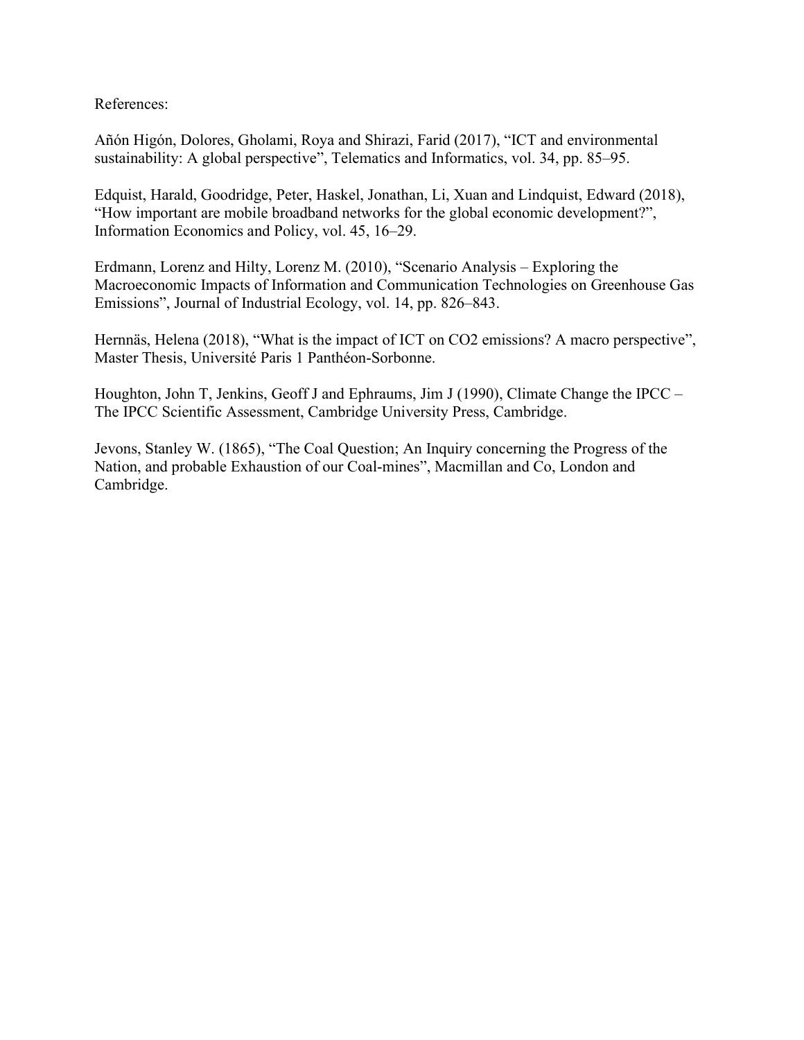References:

Añón Higón, Dolores, Gholami, Roya and Shirazi, Farid (2017), "ICT and environmental sustainability: A global perspective", Telematics and Informatics, vol. 34, pp. 85–95.

Edquist, Harald, Goodridge, Peter, Haskel, Jonathan, Li, Xuan and Lindquist, Edward (2018), "How important are mobile broadband networks for the global economic development?", Information Economics and Policy, vol. 45, 16–29.

Erdmann, Lorenz and Hilty, Lorenz M. (2010), "Scenario Analysis – Exploring the Macroeconomic Impacts of Information and Communication Technologies on Greenhouse Gas Emissions", Journal of Industrial Ecology, vol. 14, pp. 826–843.

Hernnäs, Helena (2018), "What is the impact of ICT on CO2 emissions? A macro perspective", Master Thesis, Université Paris 1 Panthéon-Sorbonne.

Houghton, John T, Jenkins, Geoff J and Ephraums, Jim J (1990), Climate Change the IPCC – The IPCC Scientific Assessment, Cambridge University Press, Cambridge.

Jevons, Stanley W. (1865), "The Coal Question; An Inquiry concerning the Progress of the Nation, and probable Exhaustion of our Coal-mines", Macmillan and Co, London and Cambridge.